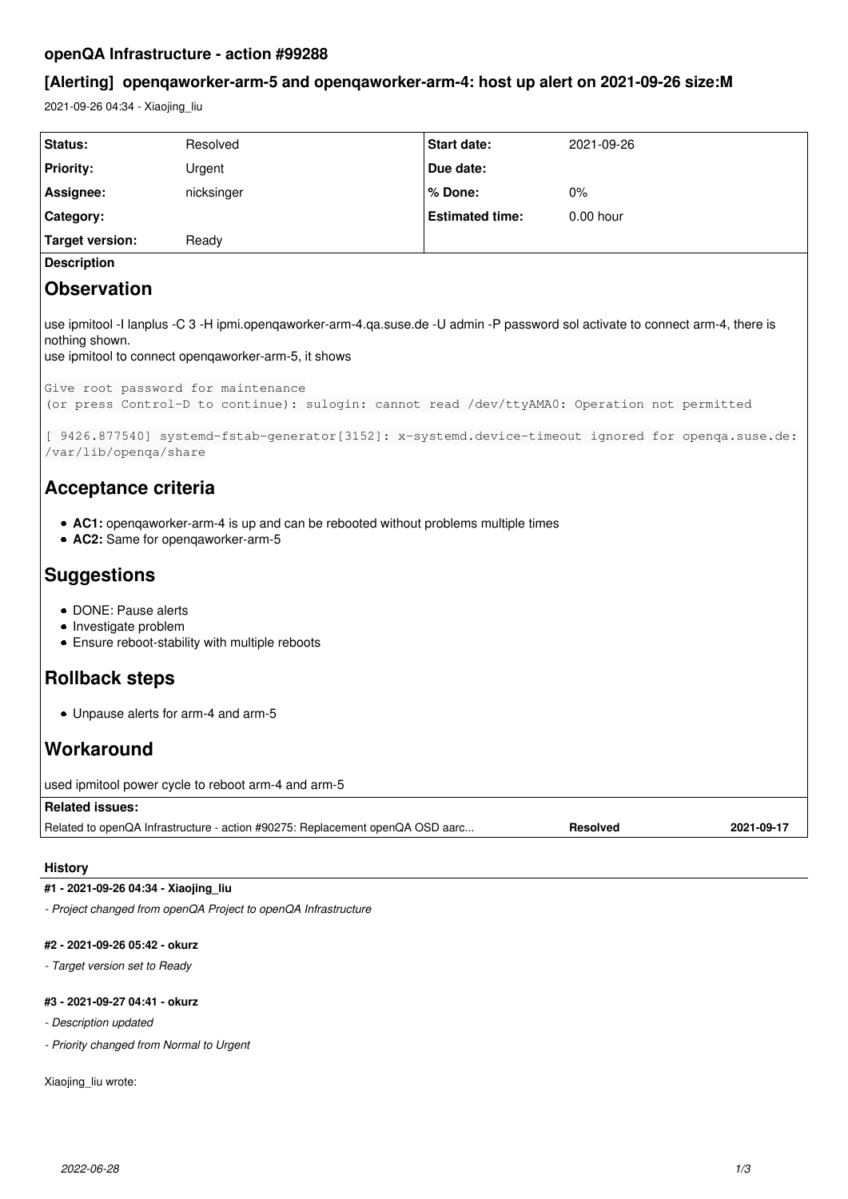# openQA Infrastructure - action #99288

## [Alerting] openqaworker-arm-5 and openqaworker-arm-4: host up alert on 2021-09-26 size:M

2021-09-26 04:34 - Xiaojing_liu

| Status: | Resolved | Start date: | 2021-09-26 |
|---|---|---|---|
| Priority: | Urgent | Due date: | |
| Assignee: | nicksinger | % Done: | 0% |
| Category: | | Estimated time: | 0.00 hour |
| Target version: | Ready | | |

**Description**

# Observation

use ipmitool -I lanplus -C 3 -H ipmi.openqaworker-arm-4.qa.suse.de -U admin -P password sol activate to connect arm-4, there is nothing shown.
use ipmitool to connect openqaworker-arm-5, it shows

```
Give root password for maintenance
(or press Control-D to continue): sulogin: cannot read /dev/ttyAMA0: Operation not permitted
```

```
[ 9426.877540] systemd-fstab-generator[3152]: x-systemd.device-timeout ignored for openqa.suse.de:/var/lib/openqa/share
```

# Acceptance criteria

- **AC1:** openqaworker-arm-4 is up and can be rebooted without problems multiple times
- **AC2:** Same for openqaworker-arm-5

# Suggestions

- DONE: Pause alerts
- Investigate problem
- Ensure reboot-stability with multiple reboots

# Rollback steps

- Unpause alerts for arm-4 and arm-5

# Workaround

used ipmitool power cycle to reboot arm-4 and arm-5

**Related issues:**

| Related to openQA Infrastructure - action #90275: Replacement openQA OSD aarc... | Resolved | 2021-09-17 |
|---|---|---|

## History

#### #1 - 2021-09-26 04:34 - Xiaojing_liu

*- Project changed from openQA Project to openQA Infrastructure*

#### #2 - 2021-09-26 05:42 - okurz

*- Target version set to Ready*

#### #3 - 2021-09-27 04:41 - okurz

*- Description updated*

*- Priority changed from Normal to Urgent*

Xiaojing_liu wrote: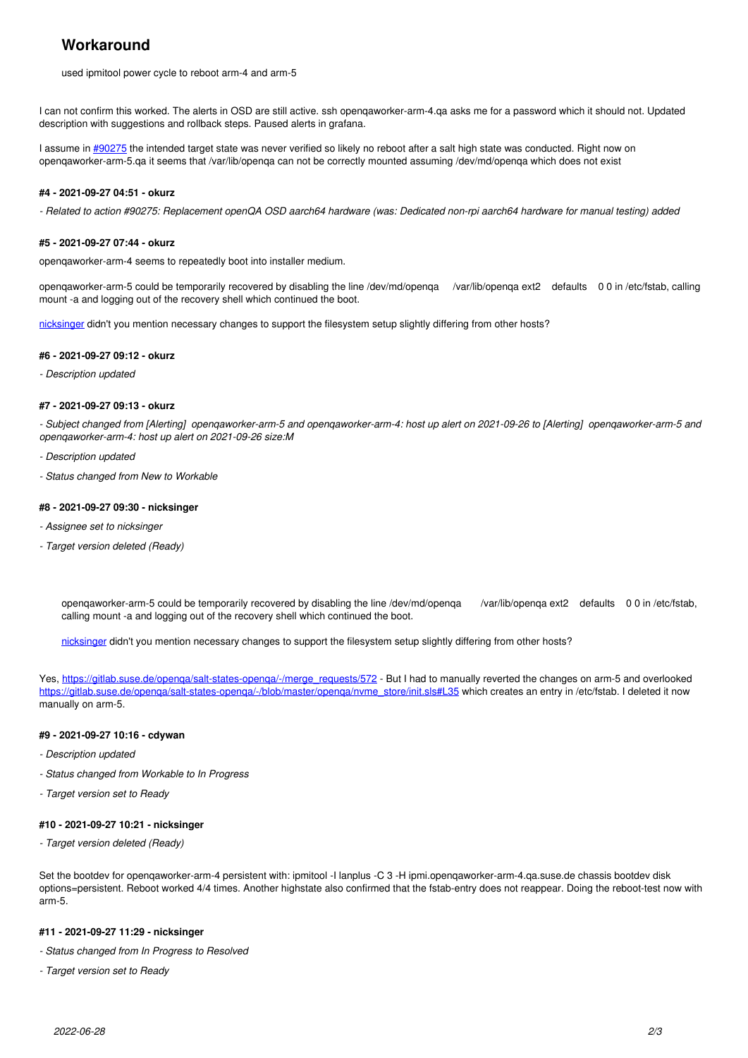## Workaround

> used ipmitool power cycle to reboot arm-4 and arm-5

I can not confirm this worked. The alerts in OSD are still active. ssh openqaworker-arm-4.qa asks me for a password which it should not. Updated description with suggestions and rollback steps. Paused alerts in grafana.

I assume in [#90275](#90275) the intended target state was never verified so likely no reboot after a salt high state was conducted. Right now on openqaworker-arm-5.qa it seems that /var/lib/openqa can not be correctly mounted assuming /dev/md/openqa which does not exist

#### #4 - 2021-09-27 04:51 - okurz

*- Related to action #90275: Replacement openQA OSD aarch64 hardware (was: Dedicated non-rpi aarch64 hardware for manual testing) added*

#### #5 - 2021-09-27 07:44 - okurz

openqaworker-arm-4 seems to repeatedly boot into installer medium.

openqaworker-arm-5 could be temporarily recovered by disabling the line /dev/md/openqa /var/lib/openqa ext2 defaults 0 0 in /etc/fstab, calling mount -a and logging out of the recovery shell which continued the boot.

[nicksinger](#) didn't you mention necessary changes to support the filesystem setup slightly differing from other hosts?

#### #6 - 2021-09-27 09:12 - okurz

*- Description updated*

#### #7 - 2021-09-27 09:13 - okurz

*- Subject changed from [Alerting] openqaworker-arm-5 and openqaworker-arm-4: host up alert on 2021-09-26 to [Alerting] openqaworker-arm-5 and openqaworker-arm-4: host up alert on 2021-09-26 size:M*

*- Description updated*

*- Status changed from New to Workable*

#### #8 - 2021-09-27 09:30 - nicksinger

*- Assignee set to nicksinger*

*- Target version deleted (Ready)*

> openqaworker-arm-5 could be temporarily recovered by disabling the line /dev/md/openqa /var/lib/openqa ext2 defaults 0 0 in /etc/fstab, calling mount -a and logging out of the recovery shell which continued the boot.
>
> [nicksinger](#) didn't you mention necessary changes to support the filesystem setup slightly differing from other hosts?

Yes, [https://gitlab.suse.de/openqa/salt-states-openqa/-/merge_requests/572](https://gitlab.suse.de/openqa/salt-states-openqa/-/merge_requests/572) - But I had to manually reverted the changes on arm-5 and overlooked [https://gitlab.suse.de/openqa/salt-states-openqa/-/blob/master/openqa/nvme_store/init.sls#L35](https://gitlab.suse.de/openqa/salt-states-openqa/-/blob/master/openqa/nvme_store/init.sls#L35) which creates an entry in /etc/fstab. I deleted it now manually on arm-5.

#### #9 - 2021-09-27 10:16 - cdywan

*- Description updated*

*- Status changed from Workable to In Progress*

*- Target version set to Ready*

#### #10 - 2021-09-27 10:21 - nicksinger

*- Target version deleted (Ready)*

Set the bootdev for openqaworker-arm-4 persistent with: ipmitool -I lanplus -C 3 -H ipmi.openqaworker-arm-4.qa.suse.de chassis bootdev disk options=persistent. Reboot worked 4/4 times. Another highstate also confirmed that the fstab-entry does not reappear. Doing the reboot-test now with arm-5.

#### #11 - 2021-09-27 11:29 - nicksinger

*- Status changed from In Progress to Resolved*

*- Target version set to Ready*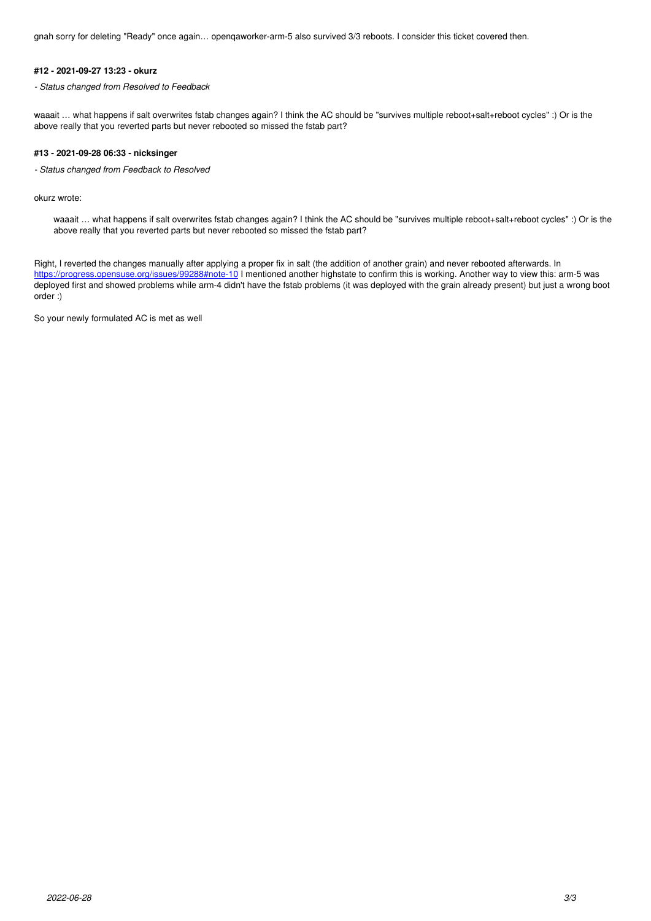gnah sorry for deleting "Ready" once again… openqaworker-arm-5 also survived 3/3 reboots. I consider this ticket covered then.

#### #12 - 2021-09-27 13:23 - okurz

*- Status changed from Resolved to Feedback*

waaait … what happens if salt overwrites fstab changes again? I think the AC should be "survives multiple reboot+salt+reboot cycles" :) Or is the above really that you reverted parts but never rebooted so missed the fstab part?

#### #13 - 2021-09-28 06:33 - nicksinger

*- Status changed from Feedback to Resolved*

okurz wrote:

> waaait … what happens if salt overwrites fstab changes again? I think the AC should be "survives multiple reboot+salt+reboot cycles" :) Or is the above really that you reverted parts but never rebooted so missed the fstab part?

Right, I reverted the changes manually after applying a proper fix in salt (the addition of another grain) and never rebooted afterwards. In https://progress.opensuse.org/issues/99288#note-10 I mentioned another highstate to confirm this is working. Another way to view this: arm-5 was deployed first and showed problems while arm-4 didn't have the fstab problems (it was deployed with the grain already present) but just a wrong boot order :)

So your newly formulated AC is met as well